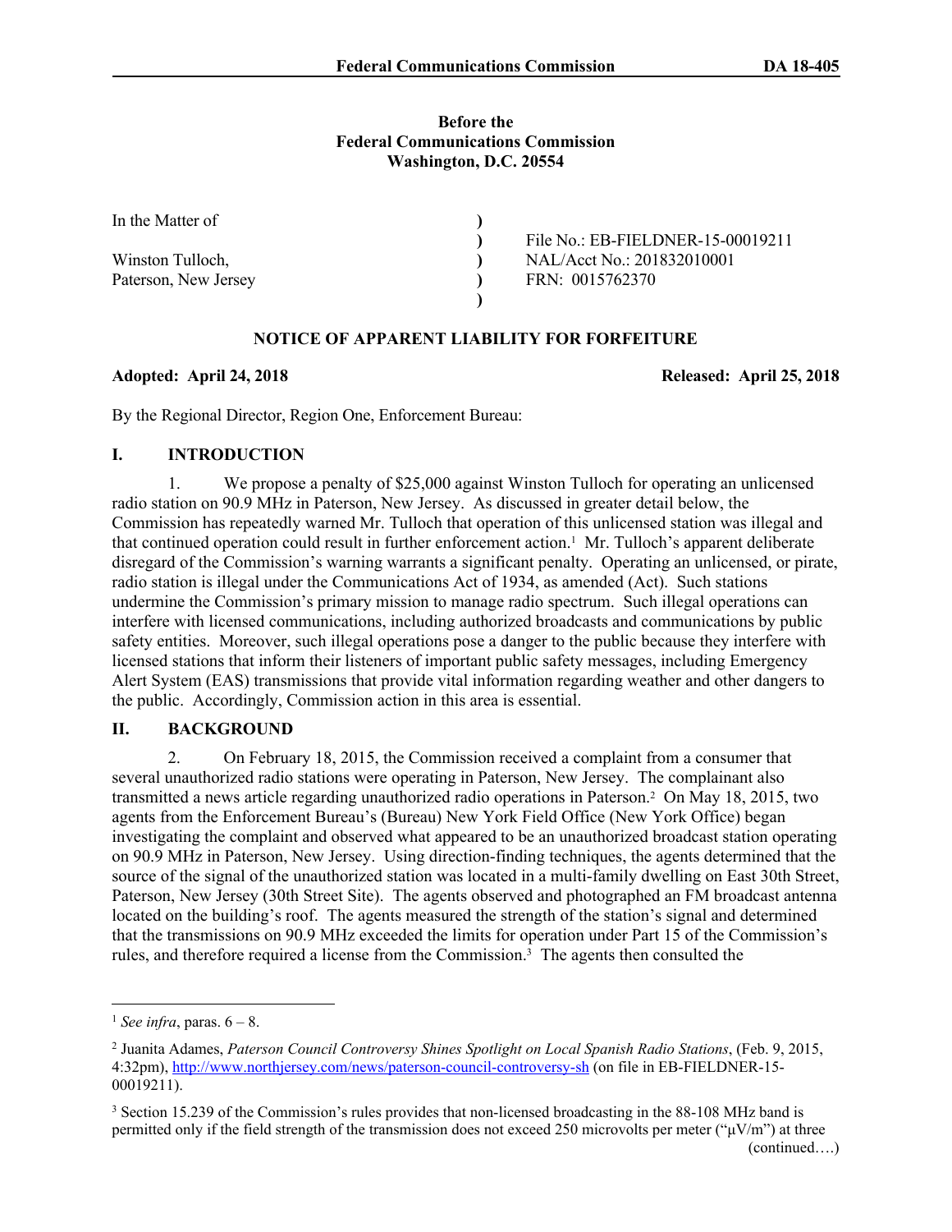**Before the**
**Federal Communications Commission**
**Washington, D.C. 20554**

| In the Matter of | ) | |
|---|---|---|
| | ) | File No.: EB-FIELDNER-15-00019211 |
| Winston Tulloch, | ) | NAL/Acct No.: 201832010001 |
| Paterson, New Jersey | ) | FRN: 0015762370 |
| | ) | |

**NOTICE OF APPARENT LIABILITY FOR FORFEITURE**

**Adopted: April 24, 2018** **Released: April 25, 2018**

By the Regional Director, Region One, Enforcement Bureau:

## I. INTRODUCTION

1. We propose a penalty of $25,000 against Winston Tulloch for operating an unlicensed radio station on 90.9 MHz in Paterson, New Jersey. As discussed in greater detail below, the Commission has repeatedly warned Mr. Tulloch that operation of this unlicensed station was illegal and that continued operation could result in further enforcement action.[1] Mr. Tulloch's apparent deliberate disregard of the Commission's warning warrants a significant penalty. Operating an unlicensed, or pirate, radio station is illegal under the Communications Act of 1934, as amended (Act). Such stations undermine the Commission's primary mission to manage radio spectrum. Such illegal operations can interfere with licensed communications, including authorized broadcasts and communications by public safety entities. Moreover, such illegal operations pose a danger to the public because they interfere with licensed stations that inform their listeners of important public safety messages, including Emergency Alert System (EAS) transmissions that provide vital information regarding weather and other dangers to the public. Accordingly, Commission action in this area is essential.

## II. BACKGROUND

2. On February 18, 2015, the Commission received a complaint from a consumer that several unauthorized radio stations were operating in Paterson, New Jersey. The complainant also transmitted a news article regarding unauthorized radio operations in Paterson.[2] On May 18, 2015, two agents from the Enforcement Bureau's (Bureau) New York Field Office (New York Office) began investigating the complaint and observed what appeared to be an unauthorized broadcast station operating on 90.9 MHz in Paterson, New Jersey. Using direction-finding techniques, the agents determined that the source of the signal of the unauthorized station was located in a multi-family dwelling on East 30th Street, Paterson, New Jersey (30th Street Site). The agents observed and photographed an FM broadcast antenna located on the building's roof. The agents measured the strength of the station's signal and determined that the transmissions on 90.9 MHz exceeded the limits for operation under Part 15 of the Commission's rules, and therefore required a license from the Commission.[3] The agents then consulted the

---

[1] *See infra*, paras. 6 – 8.

[2] Juanita Adames, *Paterson Council Controversy Shines Spotlight on Local Spanish Radio Stations*, (Feb. 9, 2015, 4:32pm), http://www.northjersey.com/news/paterson-council-controversy-sh (on file in EB-FIELDNER-15-00019211).

[3] Section 15.239 of the Commission's rules provides that non-licensed broadcasting in the 88-108 MHz band is permitted only if the field strength of the transmission does not exceed 250 microvolts per meter ("µV/m") at three

(continued….)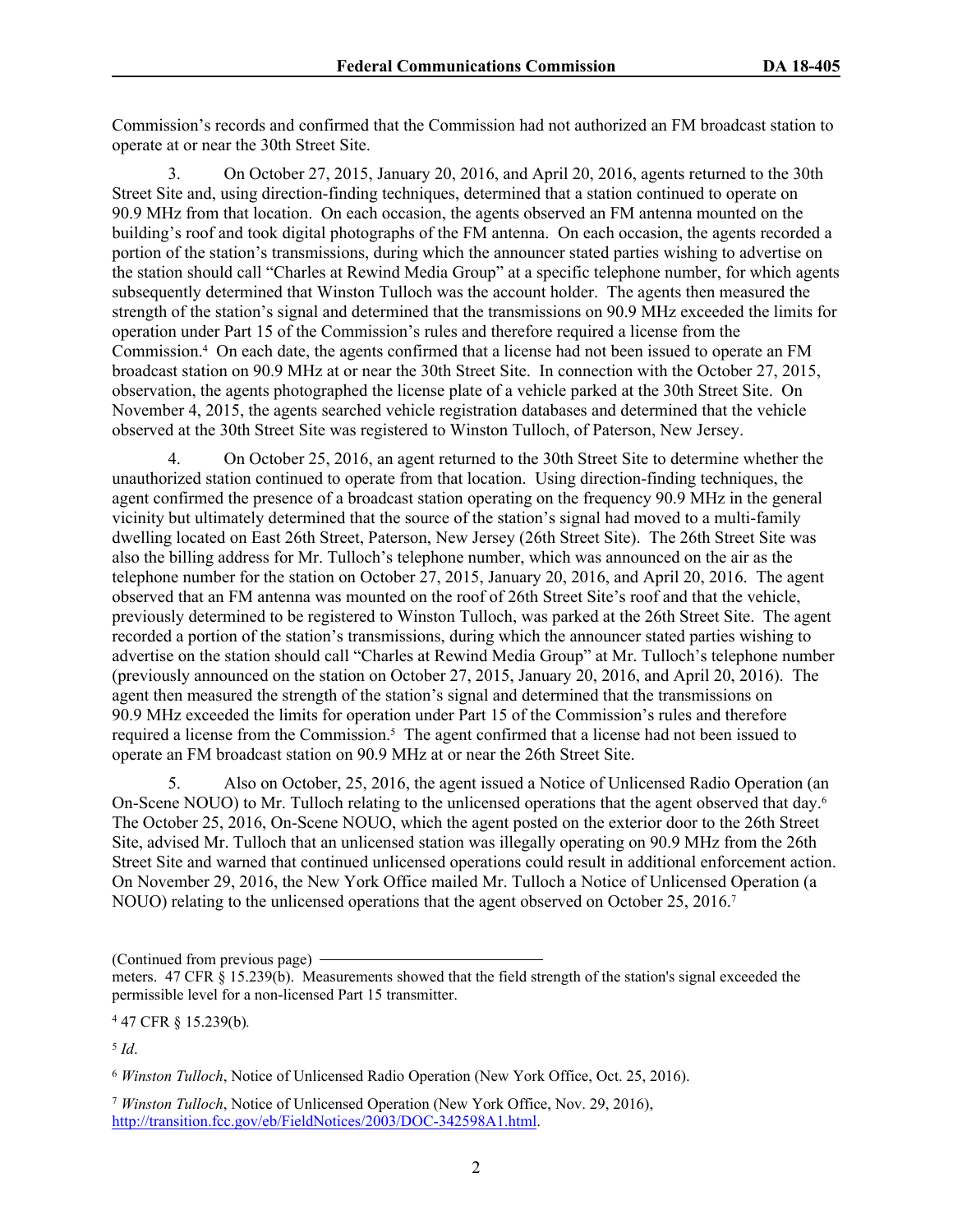Commission's records and confirmed that the Commission had not authorized an FM broadcast station to operate at or near the 30th Street Site.

3. On October 27, 2015, January 20, 2016, and April 20, 2016, agents returned to the 30th Street Site and, using direction-finding techniques, determined that a station continued to operate on 90.9 MHz from that location. On each occasion, the agents observed an FM antenna mounted on the building's roof and took digital photographs of the FM antenna. On each occasion, the agents recorded a portion of the station's transmissions, during which the announcer stated parties wishing to advertise on the station should call "Charles at Rewind Media Group" at a specific telephone number, for which agents subsequently determined that Winston Tulloch was the account holder. The agents then measured the strength of the station's signal and determined that the transmissions on 90.9 MHz exceeded the limits for operation under Part 15 of the Commission's rules and therefore required a license from the Commission.[4] On each date, the agents confirmed that a license had not been issued to operate an FM broadcast station on 90.9 MHz at or near the 30th Street Site. In connection with the October 27, 2015, observation, the agents photographed the license plate of a vehicle parked at the 30th Street Site. On November 4, 2015, the agents searched vehicle registration databases and determined that the vehicle observed at the 30th Street Site was registered to Winston Tulloch, of Paterson, New Jersey.

4. On October 25, 2016, an agent returned to the 30th Street Site to determine whether the unauthorized station continued to operate from that location. Using direction-finding techniques, the agent confirmed the presence of a broadcast station operating on the frequency 90.9 MHz in the general vicinity but ultimately determined that the source of the station's signal had moved to a multi-family dwelling located on East 26th Street, Paterson, New Jersey (26th Street Site). The 26th Street Site was also the billing address for Mr. Tulloch's telephone number, which was announced on the air as the telephone number for the station on October 27, 2015, January 20, 2016, and April 20, 2016. The agent observed that an FM antenna was mounted on the roof of 26th Street Site's roof and that the vehicle, previously determined to be registered to Winston Tulloch, was parked at the 26th Street Site. The agent recorded a portion of the station's transmissions, during which the announcer stated parties wishing to advertise on the station should call "Charles at Rewind Media Group" at Mr. Tulloch's telephone number (previously announced on the station on October 27, 2015, January 20, 2016, and April 20, 2016). The agent then measured the strength of the station's signal and determined that the transmissions on 90.9 MHz exceeded the limits for operation under Part 15 of the Commission's rules and therefore required a license from the Commission.[5] The agent confirmed that a license had not been issued to operate an FM broadcast station on 90.9 MHz at or near the 26th Street Site.

5. Also on October, 25, 2016, the agent issued a Notice of Unlicensed Radio Operation (an On-Scene NOUO) to Mr. Tulloch relating to the unlicensed operations that the agent observed that day.[6] The October 25, 2016, On-Scene NOUO, which the agent posted on the exterior door to the 26th Street Site, advised Mr. Tulloch that an unlicensed station was illegally operating on 90.9 MHz from the 26th Street Site and warned that continued unlicensed operations could result in additional enforcement action. On November 29, 2016, the New York Office mailed Mr. Tulloch a Notice of Unlicensed Operation (a NOUO) relating to the unlicensed operations that the agent observed on October 25, 2016.[7]

(Continued from previous page)
meters. 47 CFR § 15.239(b). Measurements showed that the field strength of the station's signal exceeded the permissible level for a non-licensed Part 15 transmitter.

[4] 47 CFR § 15.239(b).

[5] *Id*.

[6] *Winston Tulloch*, Notice of Unlicensed Radio Operation (New York Office, Oct. 25, 2016).

[7] *Winston Tulloch*, Notice of Unlicensed Operation (New York Office, Nov. 29, 2016), http://transition.fcc.gov/eb/FieldNotices/2003/DOC-342598A1.html.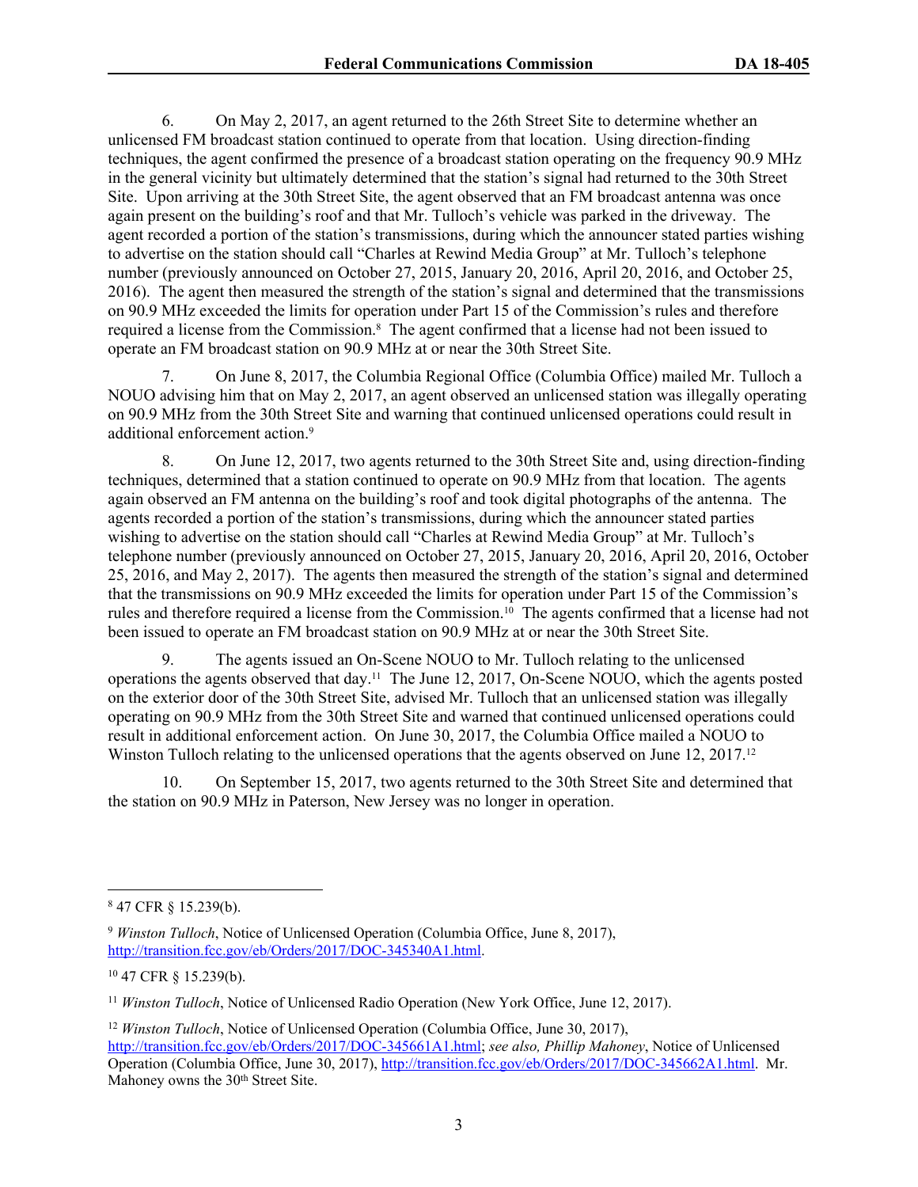6. On May 2, 2017, an agent returned to the 26th Street Site to determine whether an unlicensed FM broadcast station continued to operate from that location. Using direction-finding techniques, the agent confirmed the presence of a broadcast station operating on the frequency 90.9 MHz in the general vicinity but ultimately determined that the station's signal had returned to the 30th Street Site. Upon arriving at the 30th Street Site, the agent observed that an FM broadcast antenna was once again present on the building's roof and that Mr. Tulloch's vehicle was parked in the driveway. The agent recorded a portion of the station's transmissions, during which the announcer stated parties wishing to advertise on the station should call "Charles at Rewind Media Group" at Mr. Tulloch's telephone number (previously announced on October 27, 2015, January 20, 2016, April 20, 2016, and October 25, 2016). The agent then measured the strength of the station's signal and determined that the transmissions on 90.9 MHz exceeded the limits for operation under Part 15 of the Commission's rules and therefore required a license from the Commission.[8] The agent confirmed that a license had not been issued to operate an FM broadcast station on 90.9 MHz at or near the 30th Street Site.

7. On June 8, 2017, the Columbia Regional Office (Columbia Office) mailed Mr. Tulloch a NOUO advising him that on May 2, 2017, an agent observed an unlicensed station was illegally operating on 90.9 MHz from the 30th Street Site and warning that continued unlicensed operations could result in additional enforcement action.[9]

8. On June 12, 2017, two agents returned to the 30th Street Site and, using direction-finding techniques, determined that a station continued to operate on 90.9 MHz from that location. The agents again observed an FM antenna on the building's roof and took digital photographs of the antenna. The agents recorded a portion of the station's transmissions, during which the announcer stated parties wishing to advertise on the station should call "Charles at Rewind Media Group" at Mr. Tulloch's telephone number (previously announced on October 27, 2015, January 20, 2016, April 20, 2016, October 25, 2016, and May 2, 2017). The agents then measured the strength of the station's signal and determined that the transmissions on 90.9 MHz exceeded the limits for operation under Part 15 of the Commission's rules and therefore required a license from the Commission.[10] The agents confirmed that a license had not been issued to operate an FM broadcast station on 90.9 MHz at or near the 30th Street Site.

9. The agents issued an On-Scene NOUO to Mr. Tulloch relating to the unlicensed operations the agents observed that day.[11] The June 12, 2017, On-Scene NOUO, which the agents posted on the exterior door of the 30th Street Site, advised Mr. Tulloch that an unlicensed station was illegally operating on 90.9 MHz from the 30th Street Site and warned that continued unlicensed operations could result in additional enforcement action. On June 30, 2017, the Columbia Office mailed a NOUO to Winston Tulloch relating to the unlicensed operations that the agents observed on June 12, 2017.[12]

10. On September 15, 2017, two agents returned to the 30th Street Site and determined that the station on 90.9 MHz in Paterson, New Jersey was no longer in operation.

---

[8] 47 CFR § 15.239(b).

[9] *Winston Tulloch*, Notice of Unlicensed Operation (Columbia Office, June 8, 2017), http://transition.fcc.gov/eb/Orders/2017/DOC-345340A1.html.

[10] 47 CFR § 15.239(b).

[11] *Winston Tulloch*, Notice of Unlicensed Radio Operation (New York Office, June 12, 2017).

[12] *Winston Tulloch*, Notice of Unlicensed Operation (Columbia Office, June 30, 2017), http://transition.fcc.gov/eb/Orders/2017/DOC-345661A1.html; *see also, Phillip Mahoney*, Notice of Unlicensed Operation (Columbia Office, June 30, 2017), http://transition.fcc.gov/eb/Orders/2017/DOC-345662A1.html. Mr. Mahoney owns the 30th Street Site.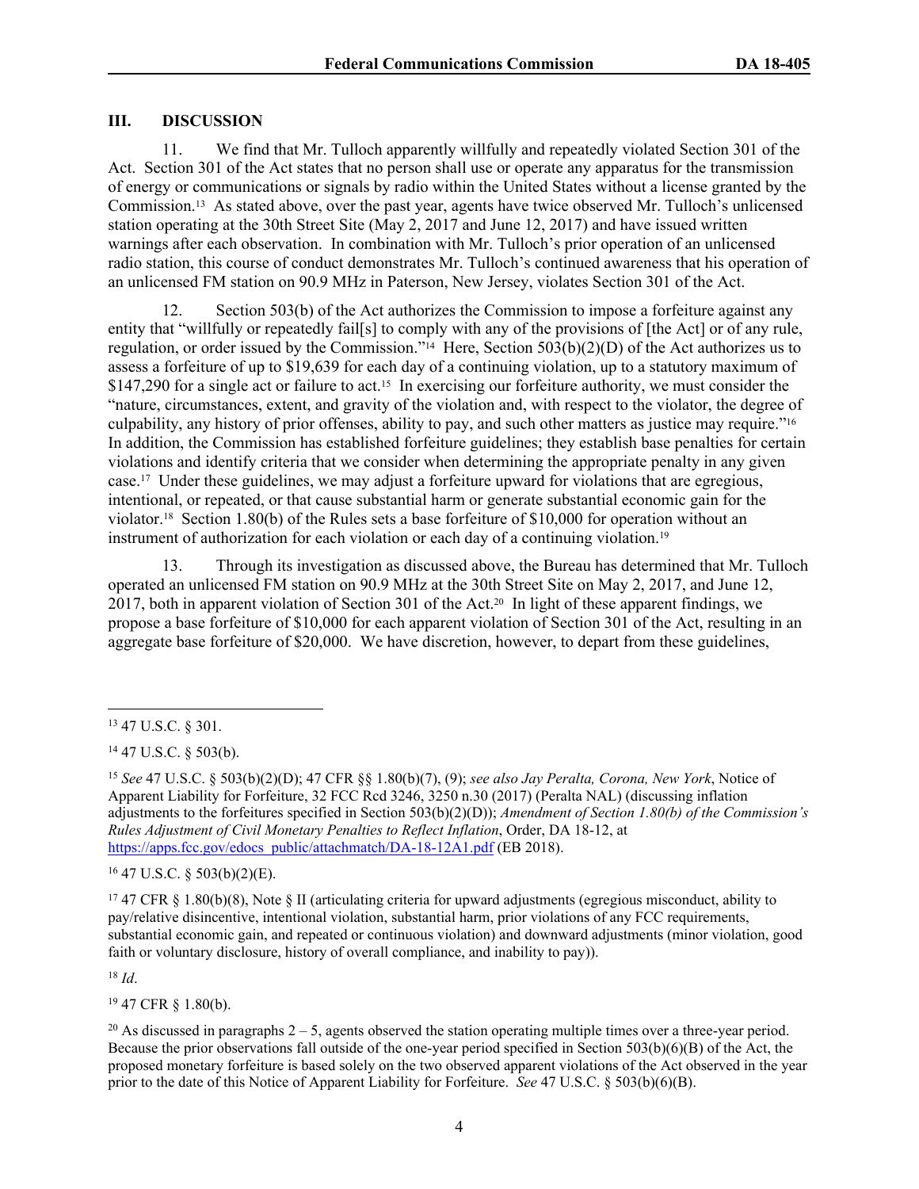## III. DISCUSSION

11. We find that Mr. Tulloch apparently willfully and repeatedly violated Section 301 of the Act. Section 301 of the Act states that no person shall use or operate any apparatus for the transmission of energy or communications or signals by radio within the United States without a license granted by the Commission.[13] As stated above, over the past year, agents have twice observed Mr. Tulloch's unlicensed station operating at the 30th Street Site (May 2, 2017 and June 12, 2017) and have issued written warnings after each observation. In combination with Mr. Tulloch's prior operation of an unlicensed radio station, this course of conduct demonstrates Mr. Tulloch's continued awareness that his operation of an unlicensed FM station on 90.9 MHz in Paterson, New Jersey, violates Section 301 of the Act.

12. Section 503(b) of the Act authorizes the Commission to impose a forfeiture against any entity that "willfully or repeatedly fail[s] to comply with any of the provisions of [the Act] or of any rule, regulation, or order issued by the Commission."[14] Here, Section 503(b)(2)(D) of the Act authorizes us to assess a forfeiture of up to $19,639 for each day of a continuing violation, up to a statutory maximum of $147,290 for a single act or failure to act.[15] In exercising our forfeiture authority, we must consider the "nature, circumstances, extent, and gravity of the violation and, with respect to the violator, the degree of culpability, any history of prior offenses, ability to pay, and such other matters as justice may require."[16] In addition, the Commission has established forfeiture guidelines; they establish base penalties for certain violations and identify criteria that we consider when determining the appropriate penalty in any given case.[17] Under these guidelines, we may adjust a forfeiture upward for violations that are egregious, intentional, or repeated, or that cause substantial harm or generate substantial economic gain for the violator.[18] Section 1.80(b) of the Rules sets a base forfeiture of $10,000 for operation without an instrument of authorization for each violation or each day of a continuing violation.[19]

13. Through its investigation as discussed above, the Bureau has determined that Mr. Tulloch operated an unlicensed FM station on 90.9 MHz at the 30th Street Site on May 2, 2017, and June 12, 2017, both in apparent violation of Section 301 of the Act.[20] In light of these apparent findings, we propose a base forfeiture of $10,000 for each apparent violation of Section 301 of the Act, resulting in an aggregate base forfeiture of $20,000. We have discretion, however, to depart from these guidelines,

---

[13] 47 U.S.C. § 301.

[14] 47 U.S.C. § 503(b).

[15] *See* 47 U.S.C. § 503(b)(2)(D); 47 CFR §§ 1.80(b)(7), (9); *see also Jay Peralta, Corona, New York*, Notice of Apparent Liability for Forfeiture, 32 FCC Rcd 3246, 3250 n.30 (2017) (Peralta NAL) (discussing inflation adjustments to the forfeitures specified in Section 503(b)(2)(D)); *Amendment of Section 1.80(b) of the Commission's Rules Adjustment of Civil Monetary Penalties to Reflect Inflation*, Order, DA 18-12, at https://apps.fcc.gov/edocs_public/attachmatch/DA-18-12A1.pdf (EB 2018).

[16] 47 U.S.C. § 503(b)(2)(E).

[17] 47 CFR § 1.80(b)(8), Note § II (articulating criteria for upward adjustments (egregious misconduct, ability to pay/relative disincentive, intentional violation, substantial harm, prior violations of any FCC requirements, substantial economic gain, and repeated or continuous violation) and downward adjustments (minor violation, good faith or voluntary disclosure, history of overall compliance, and inability to pay)).

[18] *Id*.

[19] 47 CFR § 1.80(b).

[20] As discussed in paragraphs 2 – 5, agents observed the station operating multiple times over a three-year period. Because the prior observations fall outside of the one-year period specified in Section 503(b)(6)(B) of the Act, the proposed monetary forfeiture is based solely on the two observed apparent violations of the Act observed in the year prior to the date of this Notice of Apparent Liability for Forfeiture. *See* 47 U.S.C. § 503(b)(6)(B).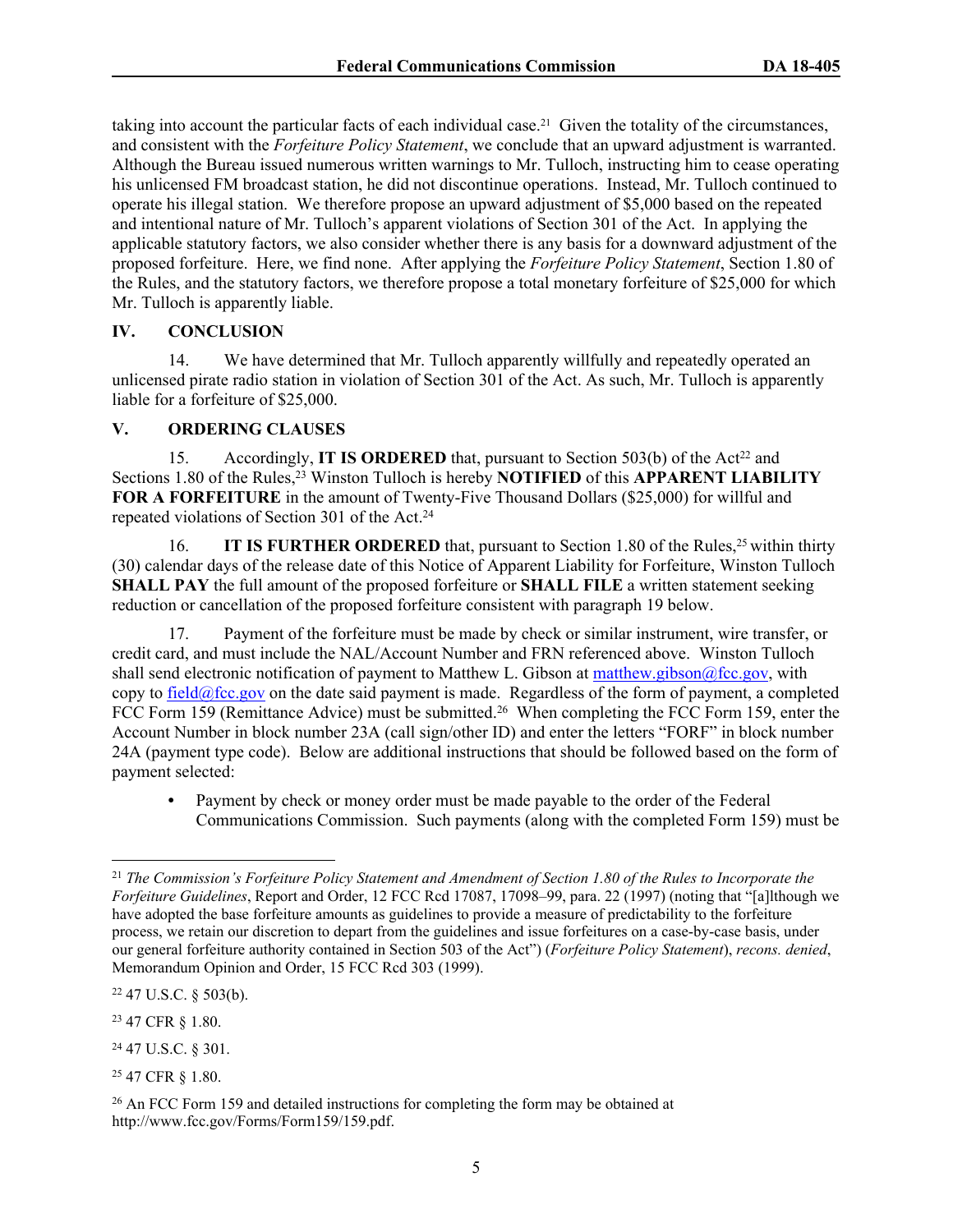taking into account the particular facts of each individual case.[21] Given the totality of the circumstances, and consistent with the *Forfeiture Policy Statement*, we conclude that an upward adjustment is warranted. Although the Bureau issued numerous written warnings to Mr. Tulloch, instructing him to cease operating his unlicensed FM broadcast station, he did not discontinue operations. Instead, Mr. Tulloch continued to operate his illegal station. We therefore propose an upward adjustment of $5,000 based on the repeated and intentional nature of Mr. Tulloch's apparent violations of Section 301 of the Act. In applying the applicable statutory factors, we also consider whether there is any basis for a downward adjustment of the proposed forfeiture. Here, we find none. After applying the *Forfeiture Policy Statement*, Section 1.80 of the Rules, and the statutory factors, we therefore propose a total monetary forfeiture of $25,000 for which Mr. Tulloch is apparently liable.

## IV. CONCLUSION

14. We have determined that Mr. Tulloch apparently willfully and repeatedly operated an unlicensed pirate radio station in violation of Section 301 of the Act. As such, Mr. Tulloch is apparently liable for a forfeiture of $25,000.

## V. ORDERING CLAUSES

15. Accordingly, **IT IS ORDERED** that, pursuant to Section 503(b) of the Act[22] and Sections 1.80 of the Rules,[23] Winston Tulloch is hereby **NOTIFIED** of this **APPARENT LIABILITY FOR A FORFEITURE** in the amount of Twenty-Five Thousand Dollars ($25,000) for willful and repeated violations of Section 301 of the Act.[24]

16. **IT IS FURTHER ORDERED** that, pursuant to Section 1.80 of the Rules,[25] within thirty (30) calendar days of the release date of this Notice of Apparent Liability for Forfeiture, Winston Tulloch **SHALL PAY** the full amount of the proposed forfeiture or **SHALL FILE** a written statement seeking reduction or cancellation of the proposed forfeiture consistent with paragraph 19 below.

17. Payment of the forfeiture must be made by check or similar instrument, wire transfer, or credit card, and must include the NAL/Account Number and FRN referenced above. Winston Tulloch shall send electronic notification of payment to Matthew L. Gibson at matthew.gibson@fcc.gov, with copy to field@fcc.gov on the date said payment is made. Regardless of the form of payment, a completed FCC Form 159 (Remittance Advice) must be submitted.[26] When completing the FCC Form 159, enter the Account Number in block number 23A (call sign/other ID) and enter the letters "FORF" in block number 24A (payment type code). Below are additional instructions that should be followed based on the form of payment selected:

- Payment by check or money order must be made payable to the order of the Federal Communications Commission. Such payments (along with the completed Form 159) must be

---

[21] *The Commission's Forfeiture Policy Statement and Amendment of Section 1.80 of the Rules to Incorporate the Forfeiture Guidelines*, Report and Order, 12 FCC Rcd 17087, 17098–99, para. 22 (1997) (noting that "[a]lthough we have adopted the base forfeiture amounts as guidelines to provide a measure of predictability to the forfeiture process, we retain our discretion to depart from the guidelines and issue forfeitures on a case-by-case basis, under our general forfeiture authority contained in Section 503 of the Act") (*Forfeiture Policy Statement*), *recons. denied*, Memorandum Opinion and Order, 15 FCC Rcd 303 (1999).

[22] 47 U.S.C. § 503(b).

[23] 47 CFR § 1.80.

[24] 47 U.S.C. § 301.

[25] 47 CFR § 1.80.

[26] An FCC Form 159 and detailed instructions for completing the form may be obtained at http://www.fcc.gov/Forms/Form159/159.pdf.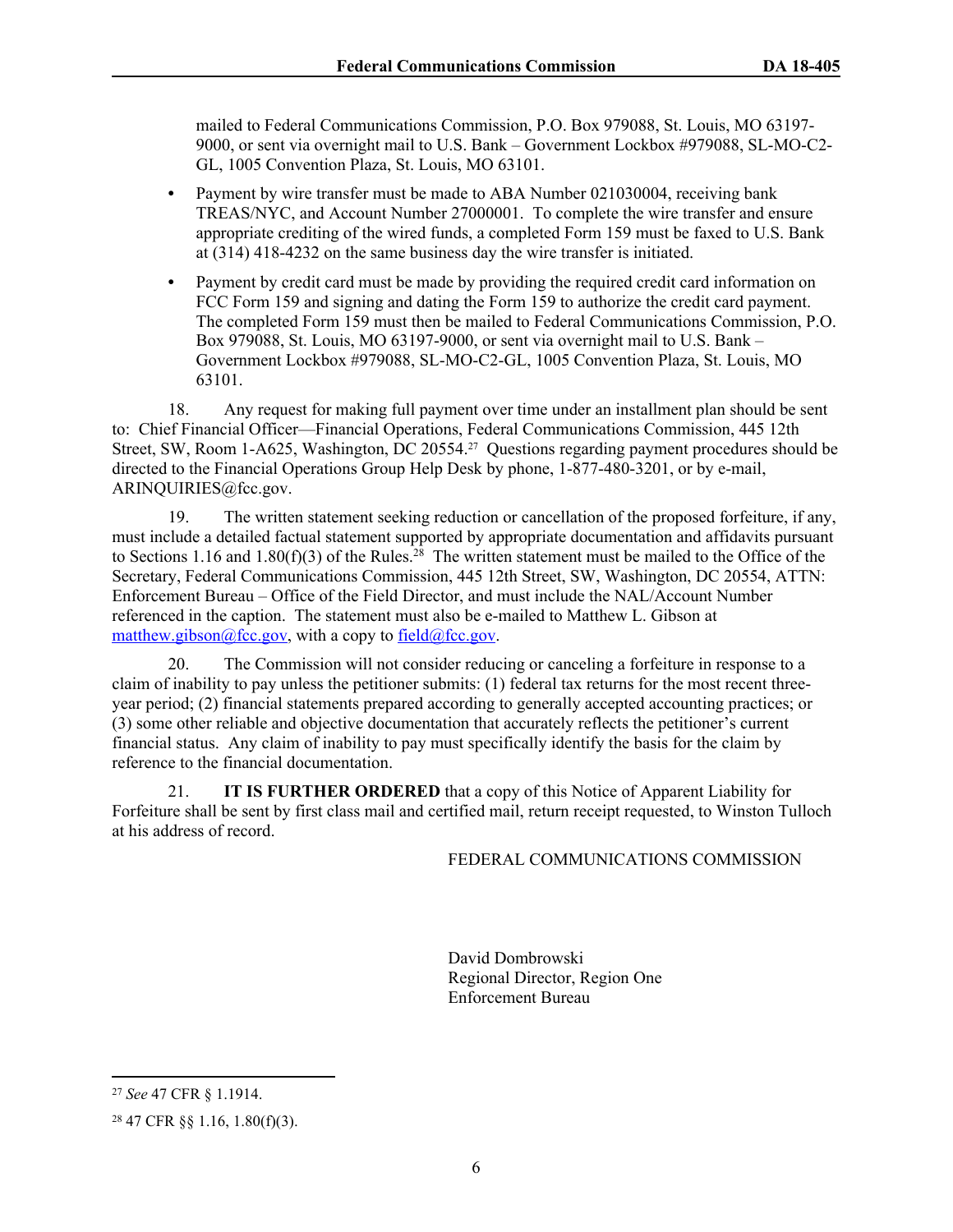mailed to Federal Communications Commission, P.O. Box 979088, St. Louis, MO 63197-9000, or sent via overnight mail to U.S. Bank – Government Lockbox #979088, SL-MO-C2-GL, 1005 Convention Plaza, St. Louis, MO 63101.

- Payment by wire transfer must be made to ABA Number 021030004, receiving bank TREAS/NYC, and Account Number 27000001. To complete the wire transfer and ensure appropriate crediting of the wired funds, a completed Form 159 must be faxed to U.S. Bank at (314) 418-4232 on the same business day the wire transfer is initiated.
- Payment by credit card must be made by providing the required credit card information on FCC Form 159 and signing and dating the Form 159 to authorize the credit card payment. The completed Form 159 must then be mailed to Federal Communications Commission, P.O. Box 979088, St. Louis, MO 63197-9000, or sent via overnight mail to U.S. Bank – Government Lockbox #979088, SL-MO-C2-GL, 1005 Convention Plaza, St. Louis, MO 63101.

18. Any request for making full payment over time under an installment plan should be sent to: Chief Financial Officer—Financial Operations, Federal Communications Commission, 445 12th Street, SW, Room 1-A625, Washington, DC 20554.[27] Questions regarding payment procedures should be directed to the Financial Operations Group Help Desk by phone, 1-877-480-3201, or by e-mail, ARINQUIRIES@fcc.gov.

19. The written statement seeking reduction or cancellation of the proposed forfeiture, if any, must include a detailed factual statement supported by appropriate documentation and affidavits pursuant to Sections 1.16 and 1.80(f)(3) of the Rules.[28] The written statement must be mailed to the Office of the Secretary, Federal Communications Commission, 445 12th Street, SW, Washington, DC 20554, ATTN: Enforcement Bureau – Office of the Field Director, and must include the NAL/Account Number referenced in the caption. The statement must also be e-mailed to Matthew L. Gibson at matthew.gibson@fcc.gov, with a copy to field@fcc.gov.

20. The Commission will not consider reducing or canceling a forfeiture in response to a claim of inability to pay unless the petitioner submits: (1) federal tax returns for the most recent three-year period; (2) financial statements prepared according to generally accepted accounting practices; or (3) some other reliable and objective documentation that accurately reflects the petitioner's current financial status. Any claim of inability to pay must specifically identify the basis for the claim by reference to the financial documentation.

21. **IT IS FURTHER ORDERED** that a copy of this Notice of Apparent Liability for Forfeiture shall be sent by first class mail and certified mail, return receipt requested, to Winston Tulloch at his address of record.

FEDERAL COMMUNICATIONS COMMISSION

David Dombrowski
Regional Director, Region One
Enforcement Bureau

---

[27] *See* 47 CFR § 1.1914.

[28] 47 CFR §§ 1.16, 1.80(f)(3).